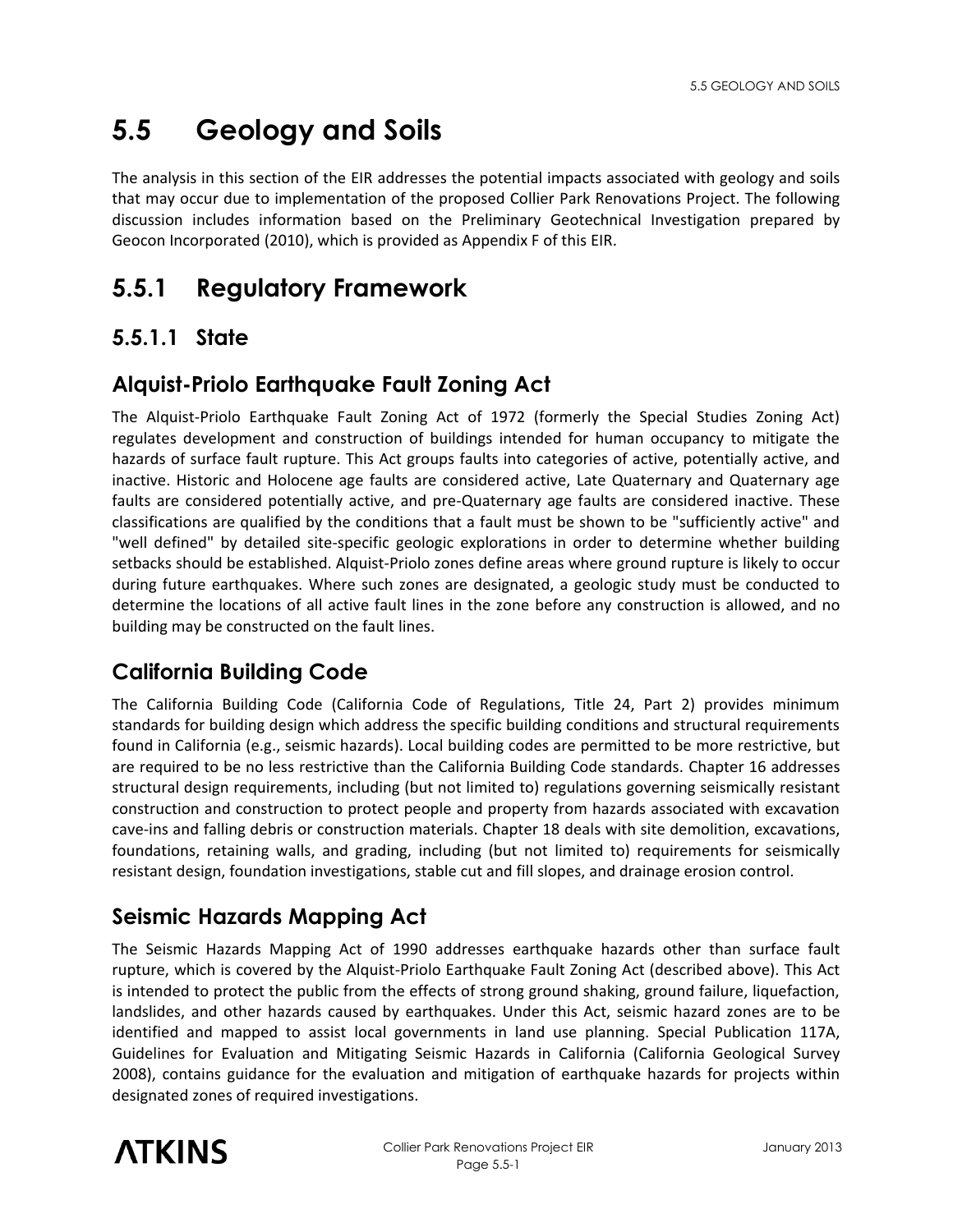# 5.5 Geology and Soils

The analysis in this section of the EIR addresses the potential impacts associated with geology and soils that may occur due to implementation of the proposed Collier Park Renovations Project. The following discussion includes information based on the Preliminary Geotechnical Investigation prepared by Geocon Incorporated (2010), which is provided as Appendix F of this EIR.

## 5.5.1 Regulatory Framework

### 5.5.1.1 State

#### Alquist-Priolo Earthquake Fault Zoning Act

The Alquist-Priolo Earthquake Fault Zoning Act of 1972 (formerly the Special Studies Zoning Act) regulates development and construction of buildings intended for human occupancy to mitigate the hazards of surface fault rupture. This Act groups faults into categories of active, potentially active, and inactive. Historic and Holocene age faults are considered active, Late Quaternary and Quaternary age faults are considered potentially active, and pre-Quaternary age faults are considered inactive. These classifications are qualified by the conditions that a fault must be shown to be "sufficiently active" and "well defined" by detailed site-specific geologic explorations in order to determine whether building setbacks should be established. Alquist-Priolo zones define areas where ground rupture is likely to occur during future earthquakes. Where such zones are designated, a geologic study must be conducted to determine the locations of all active fault lines in the zone before any construction is allowed, and no building may be constructed on the fault lines.

#### California Building Code

The California Building Code (California Code of Regulations, Title 24, Part 2) provides minimum standards for building design which address the specific building conditions and structural requirements found in California (e.g., seismic hazards). Local building codes are permitted to be more restrictive, but are required to be no less restrictive than the California Building Code standards. Chapter 16 addresses structural design requirements, including (but not limited to) regulations governing seismically resistant construction and construction to protect people and property from hazards associated with excavation cave-ins and falling debris or construction materials. Chapter 18 deals with site demolition, excavations, foundations, retaining walls, and grading, including (but not limited to) requirements for seismically resistant design, foundation investigations, stable cut and fill slopes, and drainage erosion control.

#### Seismic Hazards Mapping Act

The Seismic Hazards Mapping Act of 1990 addresses earthquake hazards other than surface fault rupture, which is covered by the Alquist-Priolo Earthquake Fault Zoning Act (described above). This Act is intended to protect the public from the effects of strong ground shaking, ground failure, liquefaction, landslides, and other hazards caused by earthquakes. Under this Act, seismic hazard zones are to be identified and mapped to assist local governments in land use planning. Special Publication 117A, Guidelines for Evaluation and Mitigating Seismic Hazards in California (California Geological Survey 2008), contains guidance for the evaluation and mitigation of earthquake hazards for projects within designated zones of required investigations.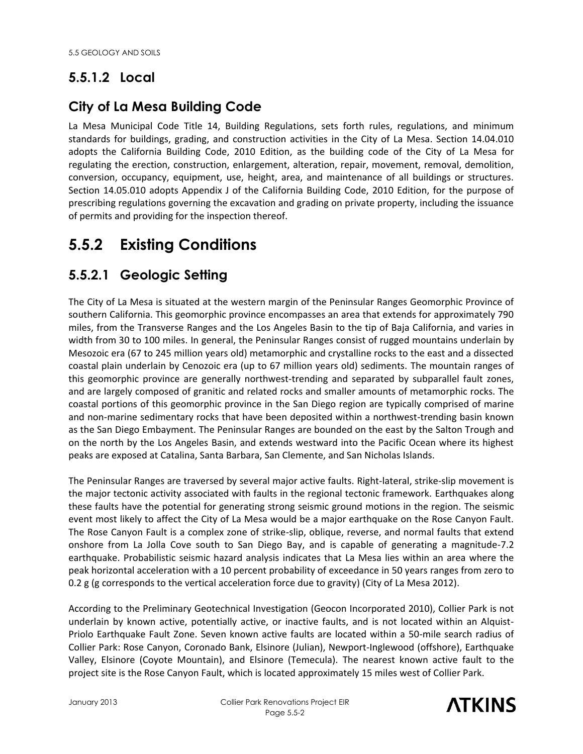### 5.5.1.2 Local

#### City of La Mesa Building Code

La Mesa Municipal Code Title 14, Building Regulations, sets forth rules, regulations, and minimum standards for buildings, grading, and construction activities in the City of La Mesa. Section 14.04.010 adopts the California Building Code, 2010 Edition, as the building code of the City of La Mesa for regulating the erection, construction, enlargement, alteration, repair, movement, removal, demolition, conversion, occupancy, equipment, use, height, area, and maintenance of all buildings or structures. Section 14.05.010 adopts Appendix J of the California Building Code, 2010 Edition, for the purpose of prescribing regulations governing the excavation and grading on private property, including the issuance of permits and providing for the inspection thereof.

## 5.5.2 Existing Conditions

### 5.5.2.1 Geologic Setting

The City of La Mesa is situated at the western margin of the Peninsular Ranges Geomorphic Province of southern California. This geomorphic province encompasses an area that extends for approximately 790 miles, from the Transverse Ranges and the Los Angeles Basin to the tip of Baja California, and varies in width from 30 to 100 miles. In general, the Peninsular Ranges consist of rugged mountains underlain by Mesozoic era (67 to 245 million years old) metamorphic and crystalline rocks to the east and a dissected coastal plain underlain by Cenozoic era (up to 67 million years old) sediments. The mountain ranges of this geomorphic province are generally northwest-trending and separated by subparallel fault zones, and are largely composed of granitic and related rocks and smaller amounts of metamorphic rocks. The coastal portions of this geomorphic province in the San Diego region are typically comprised of marine and non-marine sedimentary rocks that have been deposited within a northwest-trending basin known as the San Diego Embayment. The Peninsular Ranges are bounded on the east by the Salton Trough and on the north by the Los Angeles Basin, and extends westward into the Pacific Ocean where its highest peaks are exposed at Catalina, Santa Barbara, San Clemente, and San Nicholas Islands.

The Peninsular Ranges are traversed by several major active faults. Right-lateral, strike-slip movement is the major tectonic activity associated with faults in the regional tectonic framework. Earthquakes along these faults have the potential for generating strong seismic ground motions in the region. The seismic event most likely to affect the City of La Mesa would be a major earthquake on the Rose Canyon Fault. The Rose Canyon Fault is a complex zone of strike-slip, oblique, reverse, and normal faults that extend onshore from La Jolla Cove south to San Diego Bay, and is capable of generating a magnitude-7.2 earthquake. Probabilistic seismic hazard analysis indicates that La Mesa lies within an area where the peak horizontal acceleration with a 10 percent probability of exceedance in 50 years ranges from zero to 0.2 g (g corresponds to the vertical acceleration force due to gravity) (City of La Mesa 2012).

According to the Preliminary Geotechnical Investigation (Geocon Incorporated 2010), Collier Park is not underlain by known active, potentially active, or inactive faults, and is not located within an Alquist-Priolo Earthquake Fault Zone. Seven known active faults are located within a 50-mile search radius of Collier Park: Rose Canyon, Coronado Bank, Elsinore (Julian), Newport-Inglewood (offshore), Earthquake Valley, Elsinore (Coyote Mountain), and Elsinore (Temecula). The nearest known active fault to the project site is the Rose Canyon Fault, which is located approximately 15 miles west of Collier Park.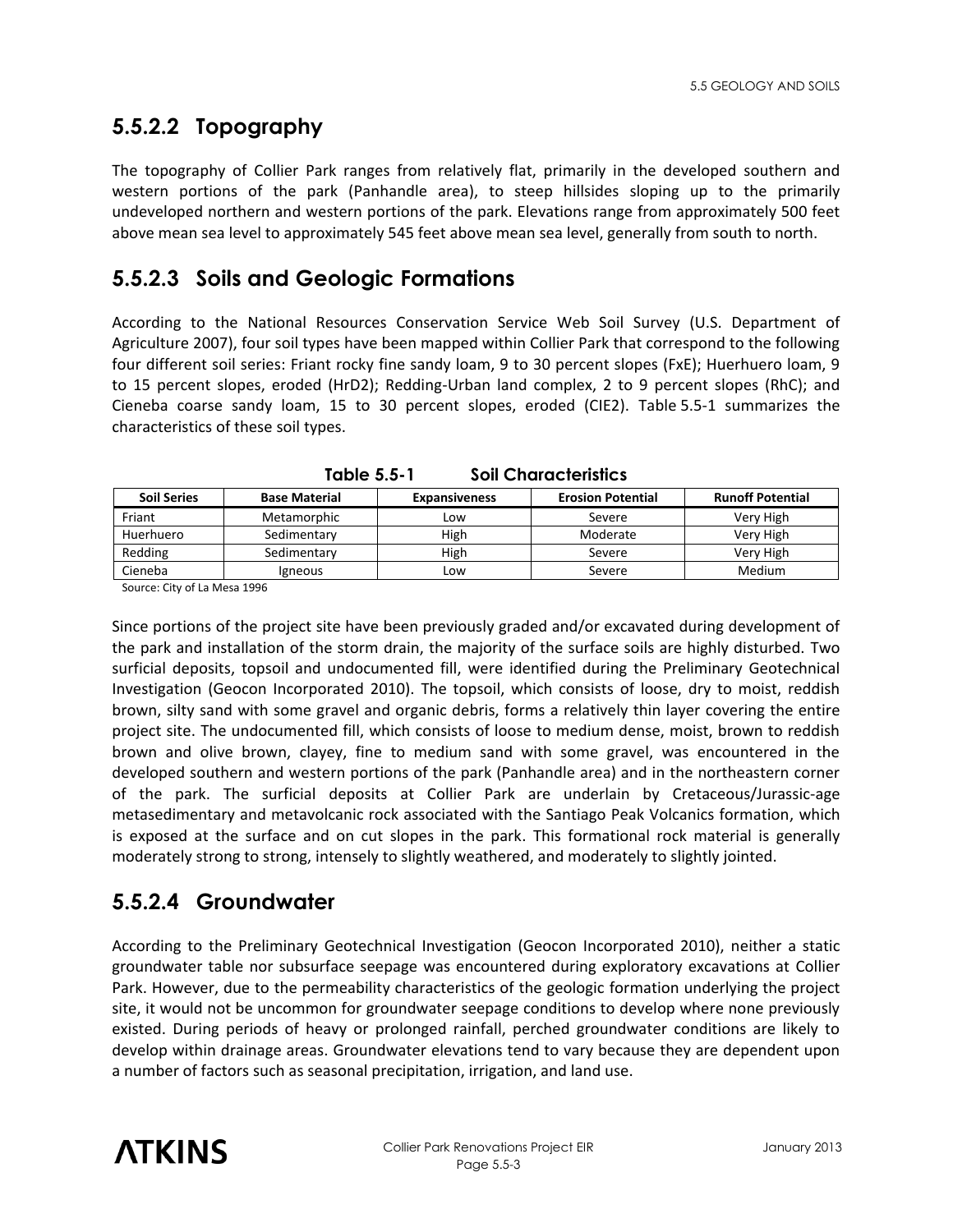### 5.5.2.2 Topography

The topography of Collier Park ranges from relatively flat, primarily in the developed southern and western portions of the park (Panhandle area), to steep hillsides sloping up to the primarily undeveloped northern and western portions of the park. Elevations range from approximately 500 feet above mean sea level to approximately 545 feet above mean sea level, generally from south to north.

### 5.5.2.3 Soils and Geologic Formations

According to the National Resources Conservation Service Web Soil Survey (U.S. Department of Agriculture 2007), four soil types have been mapped within Collier Park that correspond to the following four different soil series: Friant rocky fine sandy loam, 9 to 30 percent slopes (FxE); Huerhuero loam, 9 to 15 percent slopes, eroded (HrD2); Redding-Urban land complex, 2 to 9 percent slopes (RhC); and Cieneba coarse sandy loam, 15 to 30 percent slopes, eroded (CIE2). Table 5.5-1 summarizes the characteristics of these soil types.

**Table 5.5-1 Soil Characteristics**

| Soil Series | Base Material | Expansiveness | Erosion Potential | Runoff Potential |
|---|---|---|---|---|
| Friant | Metamorphic | Low | Severe | Very High |
| Huerhuero | Sedimentary | High | Moderate | Very High |
| Redding | Sedimentary | High | Severe | Very High |
| Cieneba | Igneous | Low | Severe | Medium |

Source: City of La Mesa 1996

Since portions of the project site have been previously graded and/or excavated during development of the park and installation of the storm drain, the majority of the surface soils are highly disturbed. Two surficial deposits, topsoil and undocumented fill, were identified during the Preliminary Geotechnical Investigation (Geocon Incorporated 2010). The topsoil, which consists of loose, dry to moist, reddish brown, silty sand with some gravel and organic debris, forms a relatively thin layer covering the entire project site. The undocumented fill, which consists of loose to medium dense, moist, brown to reddish brown and olive brown, clayey, fine to medium sand with some gravel, was encountered in the developed southern and western portions of the park (Panhandle area) and in the northeastern corner of the park. The surficial deposits at Collier Park are underlain by Cretaceous/Jurassic-age metasedimentary and metavolcanic rock associated with the Santiago Peak Volcanics formation, which is exposed at the surface and on cut slopes in the park. This formational rock material is generally moderately strong to strong, intensely to slightly weathered, and moderately to slightly jointed.

### 5.5.2.4 Groundwater

According to the Preliminary Geotechnical Investigation (Geocon Incorporated 2010), neither a static groundwater table nor subsurface seepage was encountered during exploratory excavations at Collier Park. However, due to the permeability characteristics of the geologic formation underlying the project site, it would not be uncommon for groundwater seepage conditions to develop where none previously existed. During periods of heavy or prolonged rainfall, perched groundwater conditions are likely to develop within drainage areas. Groundwater elevations tend to vary because they are dependent upon a number of factors such as seasonal precipitation, irrigation, and land use.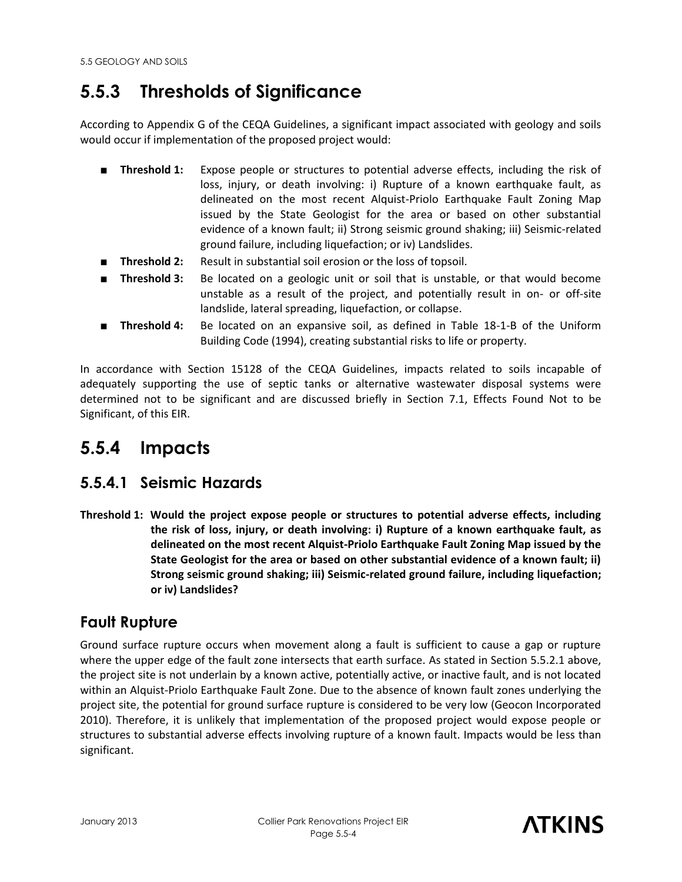## 5.5.3 Thresholds of Significance

According to Appendix G of the CEQA Guidelines, a significant impact associated with geology and soils would occur if implementation of the proposed project would:

- **Threshold 1:** Expose people or structures to potential adverse effects, including the risk of loss, injury, or death involving: i) Rupture of a known earthquake fault, as delineated on the most recent Alquist-Priolo Earthquake Fault Zoning Map issued by the State Geologist for the area or based on other substantial evidence of a known fault; ii) Strong seismic ground shaking; iii) Seismic-related ground failure, including liquefaction; or iv) Landslides.
- **Threshold 2:** Result in substantial soil erosion or the loss of topsoil.
- **Threshold 3:** Be located on a geologic unit or soil that is unstable, or that would become unstable as a result of the project, and potentially result in on- or off-site landslide, lateral spreading, liquefaction, or collapse.
- **Threshold 4:** Be located on an expansive soil, as defined in Table 18-1-B of the Uniform Building Code (1994), creating substantial risks to life or property.

In accordance with Section 15128 of the CEQA Guidelines, impacts related to soils incapable of adequately supporting the use of septic tanks or alternative wastewater disposal systems were determined not to be significant and are discussed briefly in Section 7.1, Effects Found Not to be Significant, of this EIR.

## 5.5.4 Impacts

### 5.5.4.1 Seismic Hazards

**Threshold 1: Would the project expose people or structures to potential adverse effects, including the risk of loss, injury, or death involving: i) Rupture of a known earthquake fault, as delineated on the most recent Alquist-Priolo Earthquake Fault Zoning Map issued by the State Geologist for the area or based on other substantial evidence of a known fault; ii) Strong seismic ground shaking; iii) Seismic-related ground failure, including liquefaction; or iv) Landslides?**

### Fault Rupture

Ground surface rupture occurs when movement along a fault is sufficient to cause a gap or rupture where the upper edge of the fault zone intersects that earth surface. As stated in Section 5.5.2.1 above, the project site is not underlain by a known active, potentially active, or inactive fault, and is not located within an Alquist-Priolo Earthquake Fault Zone. Due to the absence of known fault zones underlying the project site, the potential for ground surface rupture is considered to be very low (Geocon Incorporated 2010). Therefore, it is unlikely that implementation of the proposed project would expose people or structures to substantial adverse effects involving rupture of a known fault. Impacts would be less than significant.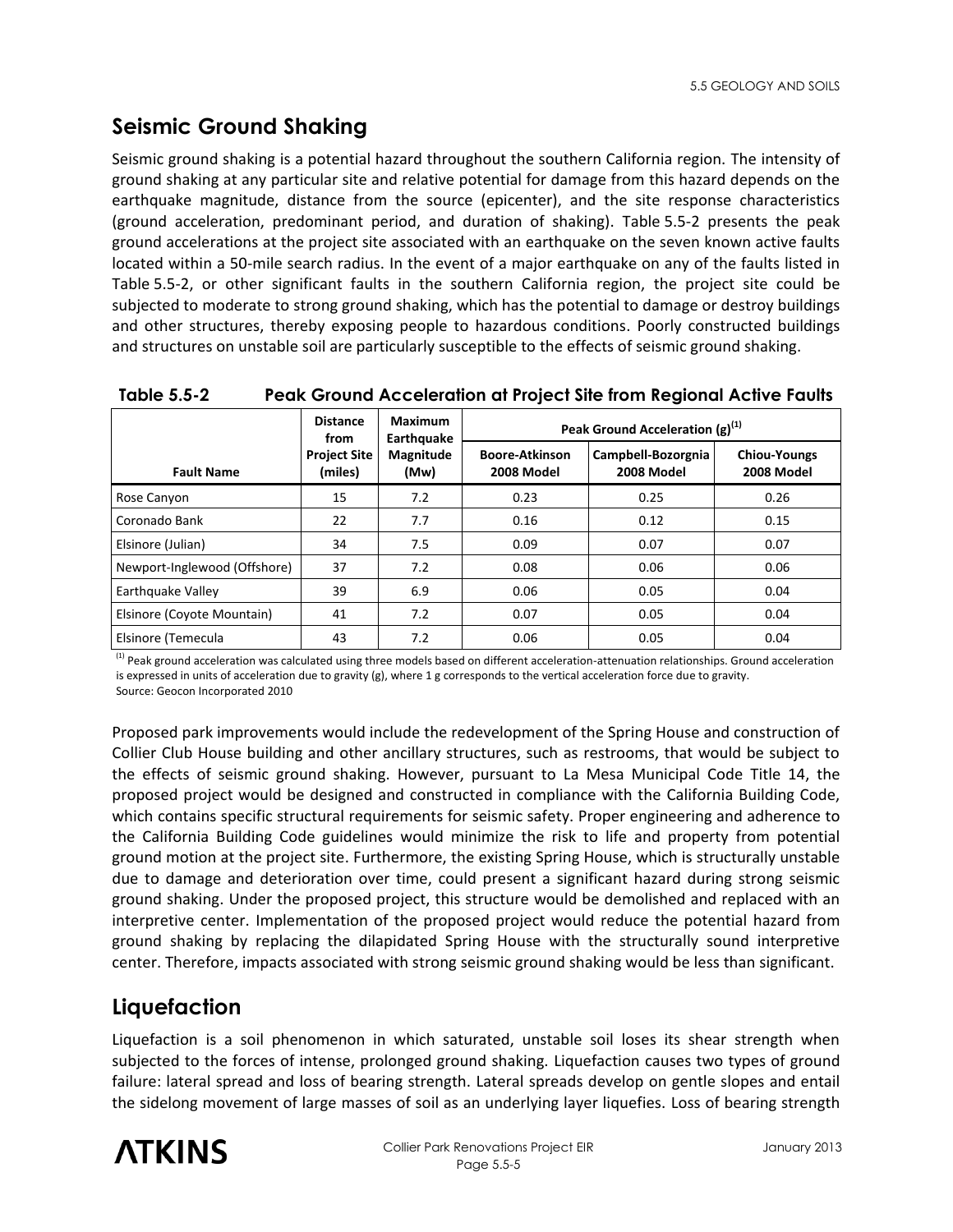## Seismic Ground Shaking

Seismic ground shaking is a potential hazard throughout the southern California region. The intensity of ground shaking at any particular site and relative potential for damage from this hazard depends on the earthquake magnitude, distance from the source (epicenter), and the site response characteristics (ground acceleration, predominant period, and duration of shaking). Table 5.5-2 presents the peak ground accelerations at the project site associated with an earthquake on the seven known active faults located within a 50-mile search radius. In the event of a major earthquake on any of the faults listed in Table 5.5-2, or other significant faults in the southern California region, the project site could be subjected to moderate to strong ground shaking, which has the potential to damage or destroy buildings and other structures, thereby exposing people to hazardous conditions. Poorly constructed buildings and structures on unstable soil are particularly susceptible to the effects of seismic ground shaking.

**Table 5.5-2 Peak Ground Acceleration at Project Site from Regional Active Faults**

| Fault Name | Distance from Project Site (miles) | Maximum Earthquake Magnitude (Mw) | Peak Ground Acceleration (g)[1] | | |
|---|---|---|---|---|---|
| | | | Boore-Atkinson 2008 Model | Campbell-Bozorgnia 2008 Model | Chiou-Youngs 2008 Model |
| Rose Canyon | 15 | 7.2 | 0.23 | 0.25 | 0.26 |
| Coronado Bank | 22 | 7.7 | 0.16 | 0.12 | 0.15 |
| Elsinore (Julian) | 34 | 7.5 | 0.09 | 0.07 | 0.07 |
| Newport-Inglewood (Offshore) | 37 | 7.2 | 0.08 | 0.06 | 0.06 |
| Earthquake Valley | 39 | 6.9 | 0.06 | 0.05 | 0.04 |
| Elsinore (Coyote Mountain) | 41 | 7.2 | 0.07 | 0.05 | 0.04 |
| Elsinore (Temecula | 43 | 7.2 | 0.06 | 0.05 | 0.04 |

[1] Peak ground acceleration was calculated using three models based on different acceleration-attenuation relationships. Ground acceleration is expressed in units of acceleration due to gravity (g), where 1 g corresponds to the vertical acceleration force due to gravity.
Source: Geocon Incorporated 2010

Proposed park improvements would include the redevelopment of the Spring House and construction of Collier Club House building and other ancillary structures, such as restrooms, that would be subject to the effects of seismic ground shaking. However, pursuant to La Mesa Municipal Code Title 14, the proposed project would be designed and constructed in compliance with the California Building Code, which contains specific structural requirements for seismic safety. Proper engineering and adherence to the California Building Code guidelines would minimize the risk to life and property from potential ground motion at the project site. Furthermore, the existing Spring House, which is structurally unstable due to damage and deterioration over time, could present a significant hazard during strong seismic ground shaking. Under the proposed project, this structure would be demolished and replaced with an interpretive center. Implementation of the proposed project would reduce the potential hazard from ground shaking by replacing the dilapidated Spring House with the structurally sound interpretive center. Therefore, impacts associated with strong seismic ground shaking would be less than significant.

## Liquefaction

Liquefaction is a soil phenomenon in which saturated, unstable soil loses its shear strength when subjected to the forces of intense, prolonged ground shaking. Liquefaction causes two types of ground failure: lateral spread and loss of bearing strength. Lateral spreads develop on gentle slopes and entail the sidelong movement of large masses of soil as an underlying layer liquefies. Loss of bearing strength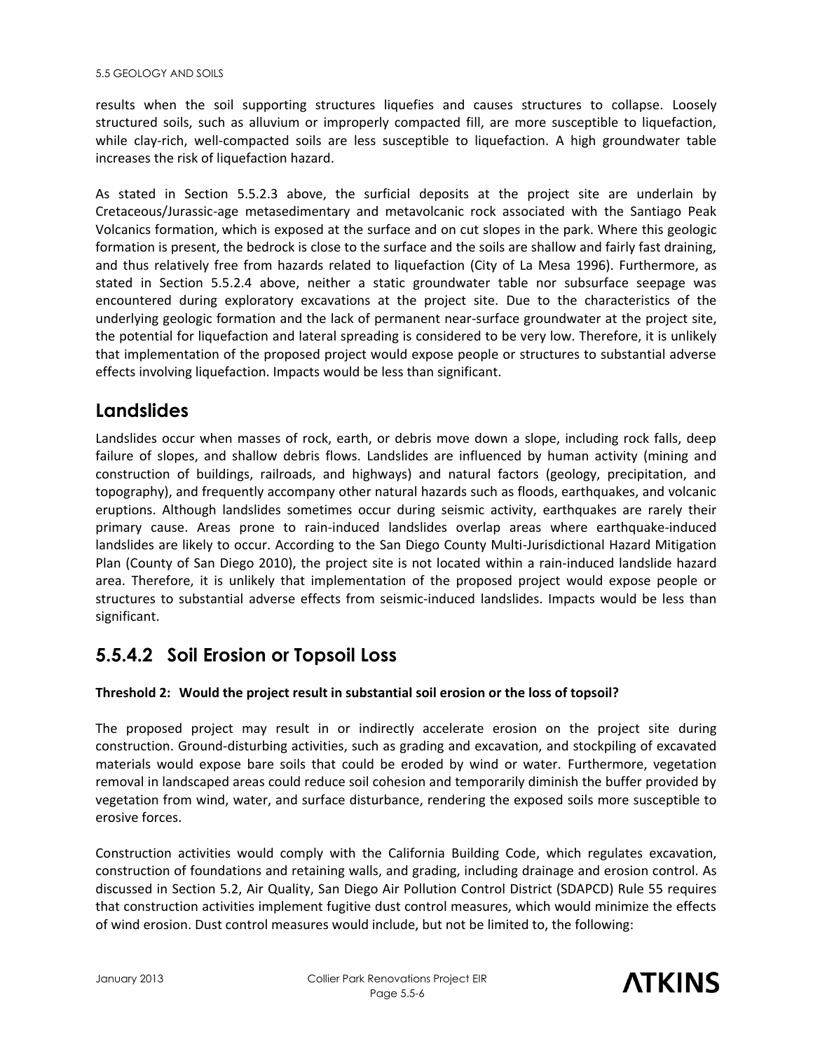results when the soil supporting structures liquefies and causes structures to collapse. Loosely structured soils, such as alluvium or improperly compacted fill, are more susceptible to liquefaction, while clay-rich, well-compacted soils are less susceptible to liquefaction. A high groundwater table increases the risk of liquefaction hazard.

As stated in Section 5.5.2.3 above, the surficial deposits at the project site are underlain by Cretaceous/Jurassic-age metasedimentary and metavolcanic rock associated with the Santiago Peak Volcanics formation, which is exposed at the surface and on cut slopes in the park. Where this geologic formation is present, the bedrock is close to the surface and the soils are shallow and fairly fast draining, and thus relatively free from hazards related to liquefaction (City of La Mesa 1996). Furthermore, as stated in Section 5.5.2.4 above, neither a static groundwater table nor subsurface seepage was encountered during exploratory excavations at the project site. Due to the characteristics of the underlying geologic formation and the lack of permanent near-surface groundwater at the project site, the potential for liquefaction and lateral spreading is considered to be very low. Therefore, it is unlikely that implementation of the proposed project would expose people or structures to substantial adverse effects involving liquefaction. Impacts would be less than significant.

## Landslides

Landslides occur when masses of rock, earth, or debris move down a slope, including rock falls, deep failure of slopes, and shallow debris flows. Landslides are influenced by human activity (mining and construction of buildings, railroads, and highways) and natural factors (geology, precipitation, and topography), and frequently accompany other natural hazards such as floods, earthquakes, and volcanic eruptions. Although landslides sometimes occur during seismic activity, earthquakes are rarely their primary cause. Areas prone to rain-induced landslides overlap areas where earthquake-induced landslides are likely to occur. According to the San Diego County Multi-Jurisdictional Hazard Mitigation Plan (County of San Diego 2010), the project site is not located within a rain-induced landslide hazard area. Therefore, it is unlikely that implementation of the proposed project would expose people or structures to substantial adverse effects from seismic-induced landslides. Impacts would be less than significant.

## 5.5.4.2 Soil Erosion or Topsoil Loss

**Threshold 2: Would the project result in substantial soil erosion or the loss of topsoil?**

The proposed project may result in or indirectly accelerate erosion on the project site during construction. Ground-disturbing activities, such as grading and excavation, and stockpiling of excavated materials would expose bare soils that could be eroded by wind or water. Furthermore, vegetation removal in landscaped areas could reduce soil cohesion and temporarily diminish the buffer provided by vegetation from wind, water, and surface disturbance, rendering the exposed soils more susceptible to erosive forces.

Construction activities would comply with the California Building Code, which regulates excavation, construction of foundations and retaining walls, and grading, including drainage and erosion control. As discussed in Section 5.2, Air Quality, San Diego Air Pollution Control District (SDAPCD) Rule 55 requires that construction activities implement fugitive dust control measures, which would minimize the effects of wind erosion. Dust control measures would include, but not be limited to, the following: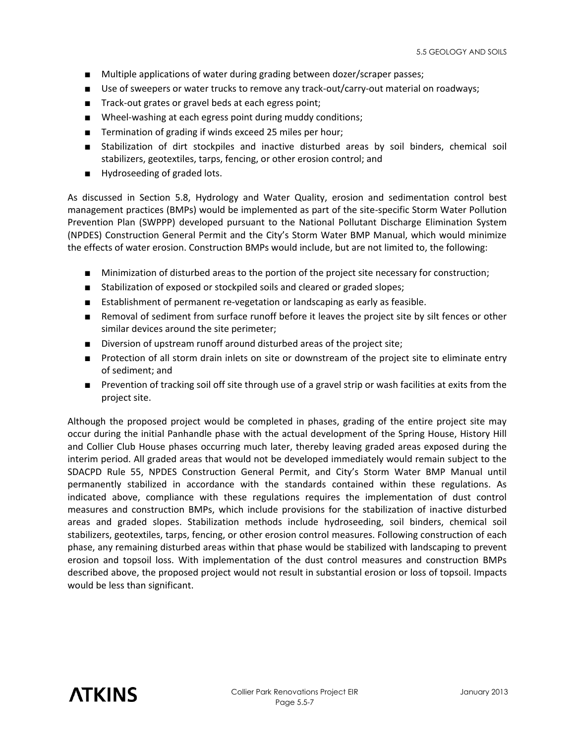- Multiple applications of water during grading between dozer/scraper passes;
- Use of sweepers or water trucks to remove any track-out/carry-out material on roadways;
- Track-out grates or gravel beds at each egress point;
- Wheel-washing at each egress point during muddy conditions;
- Termination of grading if winds exceed 25 miles per hour;
- Stabilization of dirt stockpiles and inactive disturbed areas by soil binders, chemical soil stabilizers, geotextiles, tarps, fencing, or other erosion control; and
- Hydroseeding of graded lots.

As discussed in Section 5.8, Hydrology and Water Quality, erosion and sedimentation control best management practices (BMPs) would be implemented as part of the site-specific Storm Water Pollution Prevention Plan (SWPPP) developed pursuant to the National Pollutant Discharge Elimination System (NPDES) Construction General Permit and the City's Storm Water BMP Manual, which would minimize the effects of water erosion. Construction BMPs would include, but are not limited to, the following:

- Minimization of disturbed areas to the portion of the project site necessary for construction;
- Stabilization of exposed or stockpiled soils and cleared or graded slopes;
- Establishment of permanent re-vegetation or landscaping as early as feasible.
- Removal of sediment from surface runoff before it leaves the project site by silt fences or other similar devices around the site perimeter;
- Diversion of upstream runoff around disturbed areas of the project site;
- Protection of all storm drain inlets on site or downstream of the project site to eliminate entry of sediment; and
- Prevention of tracking soil off site through use of a gravel strip or wash facilities at exits from the project site.

Although the proposed project would be completed in phases, grading of the entire project site may occur during the initial Panhandle phase with the actual development of the Spring House, History Hill and Collier Club House phases occurring much later, thereby leaving graded areas exposed during the interim period. All graded areas that would not be developed immediately would remain subject to the SDACPD Rule 55, NPDES Construction General Permit, and City's Storm Water BMP Manual until permanently stabilized in accordance with the standards contained within these regulations. As indicated above, compliance with these regulations requires the implementation of dust control measures and construction BMPs, which include provisions for the stabilization of inactive disturbed areas and graded slopes. Stabilization methods include hydroseeding, soil binders, chemical soil stabilizers, geotextiles, tarps, fencing, or other erosion control measures. Following construction of each phase, any remaining disturbed areas within that phase would be stabilized with landscaping to prevent erosion and topsoil loss. With implementation of the dust control measures and construction BMPs described above, the proposed project would not result in substantial erosion or loss of topsoil. Impacts would be less than significant.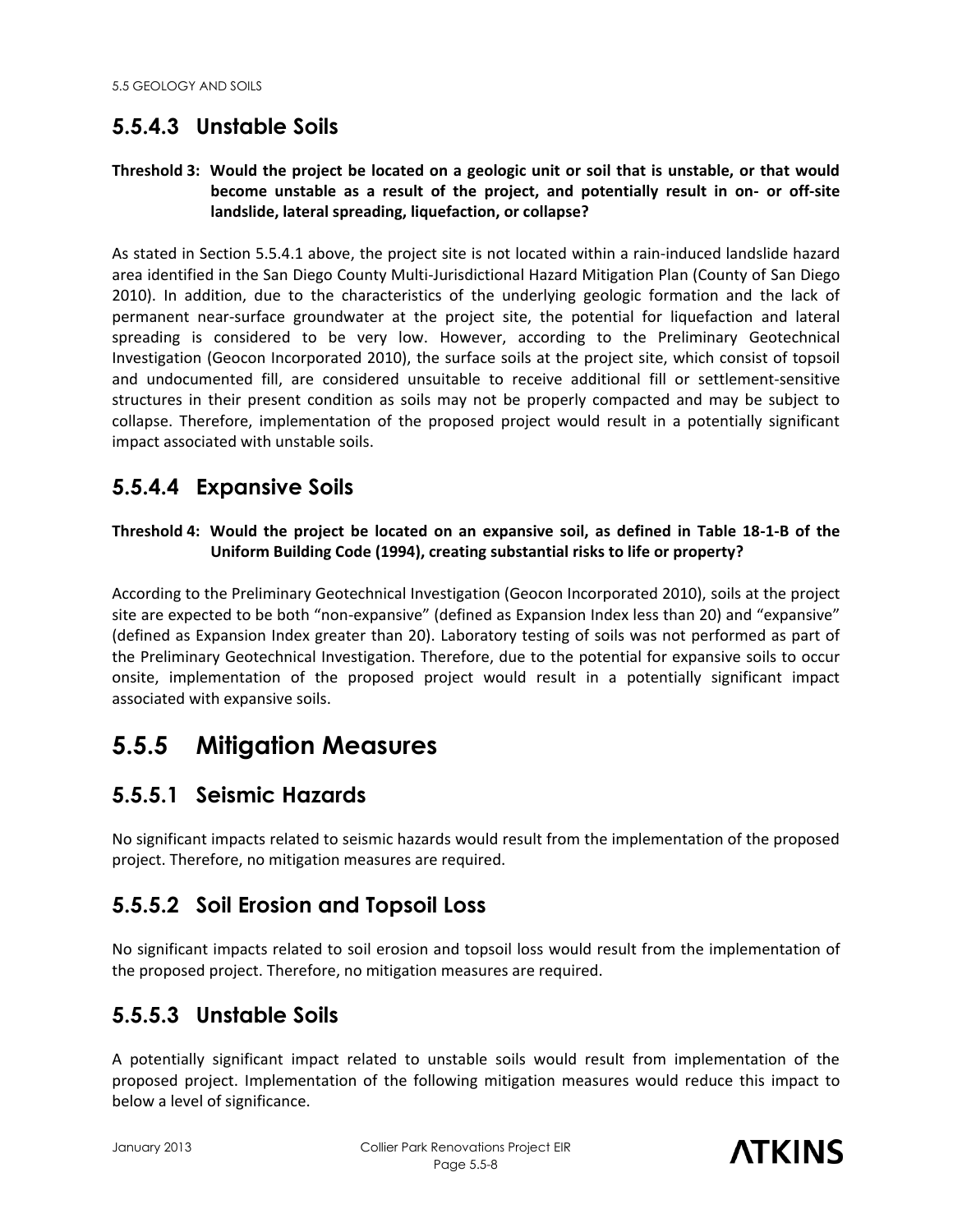### 5.5.4.3 Unstable Soils

**Threshold 3: Would the project be located on a geologic unit or soil that is unstable, or that would become unstable as a result of the project, and potentially result in on- or off-site landslide, lateral spreading, liquefaction, or collapse?**

As stated in Section 5.5.4.1 above, the project site is not located within a rain-induced landslide hazard area identified in the San Diego County Multi-Jurisdictional Hazard Mitigation Plan (County of San Diego 2010). In addition, due to the characteristics of the underlying geologic formation and the lack of permanent near-surface groundwater at the project site, the potential for liquefaction and lateral spreading is considered to be very low. However, according to the Preliminary Geotechnical Investigation (Geocon Incorporated 2010), the surface soils at the project site, which consist of topsoil and undocumented fill, are considered unsuitable to receive additional fill or settlement-sensitive structures in their present condition as soils may not be properly compacted and may be subject to collapse. Therefore, implementation of the proposed project would result in a potentially significant impact associated with unstable soils.

### 5.5.4.4 Expansive Soils

**Threshold 4: Would the project be located on an expansive soil, as defined in Table 18-1-B of the Uniform Building Code (1994), creating substantial risks to life or property?**

According to the Preliminary Geotechnical Investigation (Geocon Incorporated 2010), soils at the project site are expected to be both "non-expansive" (defined as Expansion Index less than 20) and "expansive" (defined as Expansion Index greater than 20). Laboratory testing of soils was not performed as part of the Preliminary Geotechnical Investigation. Therefore, due to the potential for expansive soils to occur onsite, implementation of the proposed project would result in a potentially significant impact associated with expansive soils.

## 5.5.5 Mitigation Measures

### 5.5.5.1 Seismic Hazards

No significant impacts related to seismic hazards would result from the implementation of the proposed project. Therefore, no mitigation measures are required.

### 5.5.5.2 Soil Erosion and Topsoil Loss

No significant impacts related to soil erosion and topsoil loss would result from the implementation of the proposed project. Therefore, no mitigation measures are required.

### 5.5.5.3 Unstable Soils

A potentially significant impact related to unstable soils would result from implementation of the proposed project. Implementation of the following mitigation measures would reduce this impact to below a level of significance.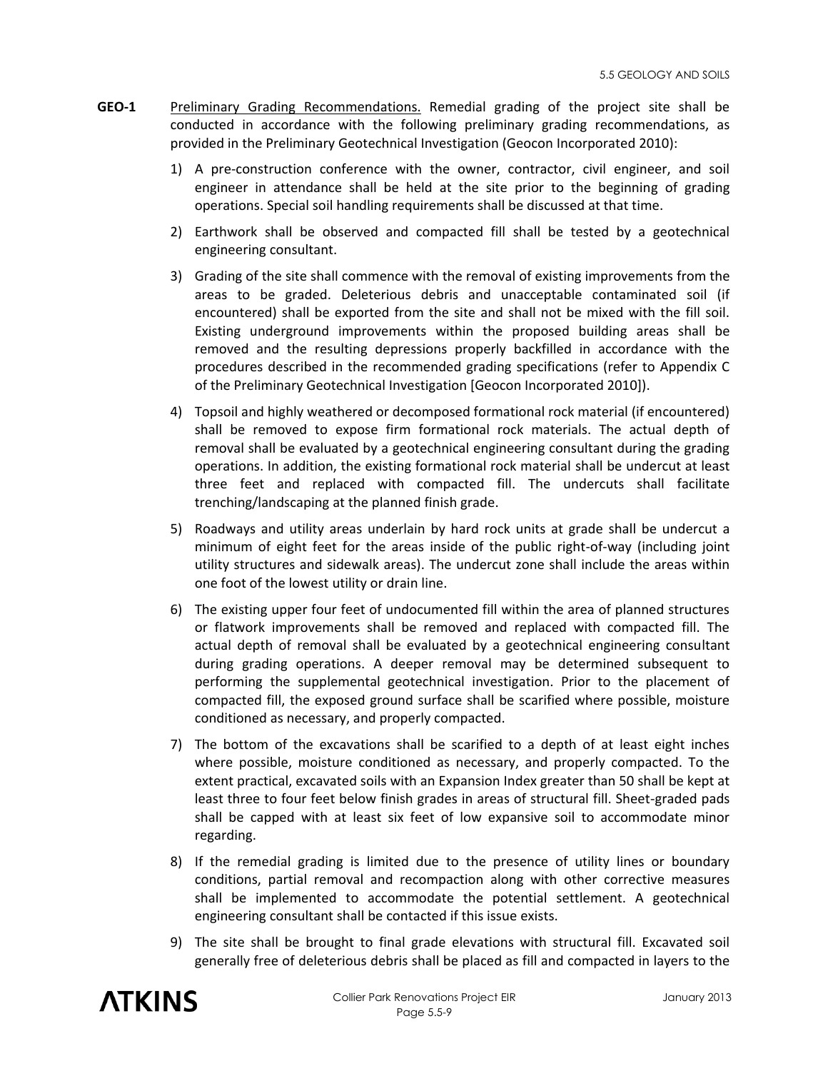**GEO-1** Preliminary Grading Recommendations. Remedial grading of the project site shall be conducted in accordance with the following preliminary grading recommendations, as provided in the Preliminary Geotechnical Investigation (Geocon Incorporated 2010):

1) A pre-construction conference with the owner, contractor, civil engineer, and soil engineer in attendance shall be held at the site prior to the beginning of grading operations. Special soil handling requirements shall be discussed at that time.

2) Earthwork shall be observed and compacted fill shall be tested by a geotechnical engineering consultant.

3) Grading of the site shall commence with the removal of existing improvements from the areas to be graded. Deleterious debris and unacceptable contaminated soil (if encountered) shall be exported from the site and shall not be mixed with the fill soil. Existing underground improvements within the proposed building areas shall be removed and the resulting depressions properly backfilled in accordance with the procedures described in the recommended grading specifications (refer to Appendix C of the Preliminary Geotechnical Investigation [Geocon Incorporated 2010]).

4) Topsoil and highly weathered or decomposed formational rock material (if encountered) shall be removed to expose firm formational rock materials. The actual depth of removal shall be evaluated by a geotechnical engineering consultant during the grading operations. In addition, the existing formational rock material shall be undercut at least three feet and replaced with compacted fill. The undercuts shall facilitate trenching/landscaping at the planned finish grade.

5) Roadways and utility areas underlain by hard rock units at grade shall be undercut a minimum of eight feet for the areas inside of the public right-of-way (including joint utility structures and sidewalk areas). The undercut zone shall include the areas within one foot of the lowest utility or drain line.

6) The existing upper four feet of undocumented fill within the area of planned structures or flatwork improvements shall be removed and replaced with compacted fill. The actual depth of removal shall be evaluated by a geotechnical engineering consultant during grading operations. A deeper removal may be determined subsequent to performing the supplemental geotechnical investigation. Prior to the placement of compacted fill, the exposed ground surface shall be scarified where possible, moisture conditioned as necessary, and properly compacted.

7) The bottom of the excavations shall be scarified to a depth of at least eight inches where possible, moisture conditioned as necessary, and properly compacted. To the extent practical, excavated soils with an Expansion Index greater than 50 shall be kept at least three to four feet below finish grades in areas of structural fill. Sheet-graded pads shall be capped with at least six feet of low expansive soil to accommodate minor regarding.

8) If the remedial grading is limited due to the presence of utility lines or boundary conditions, partial removal and recompaction along with other corrective measures shall be implemented to accommodate the potential settlement. A geotechnical engineering consultant shall be contacted if this issue exists.

9) The site shall be brought to final grade elevations with structural fill. Excavated soil generally free of deleterious debris shall be placed as fill and compacted in layers to the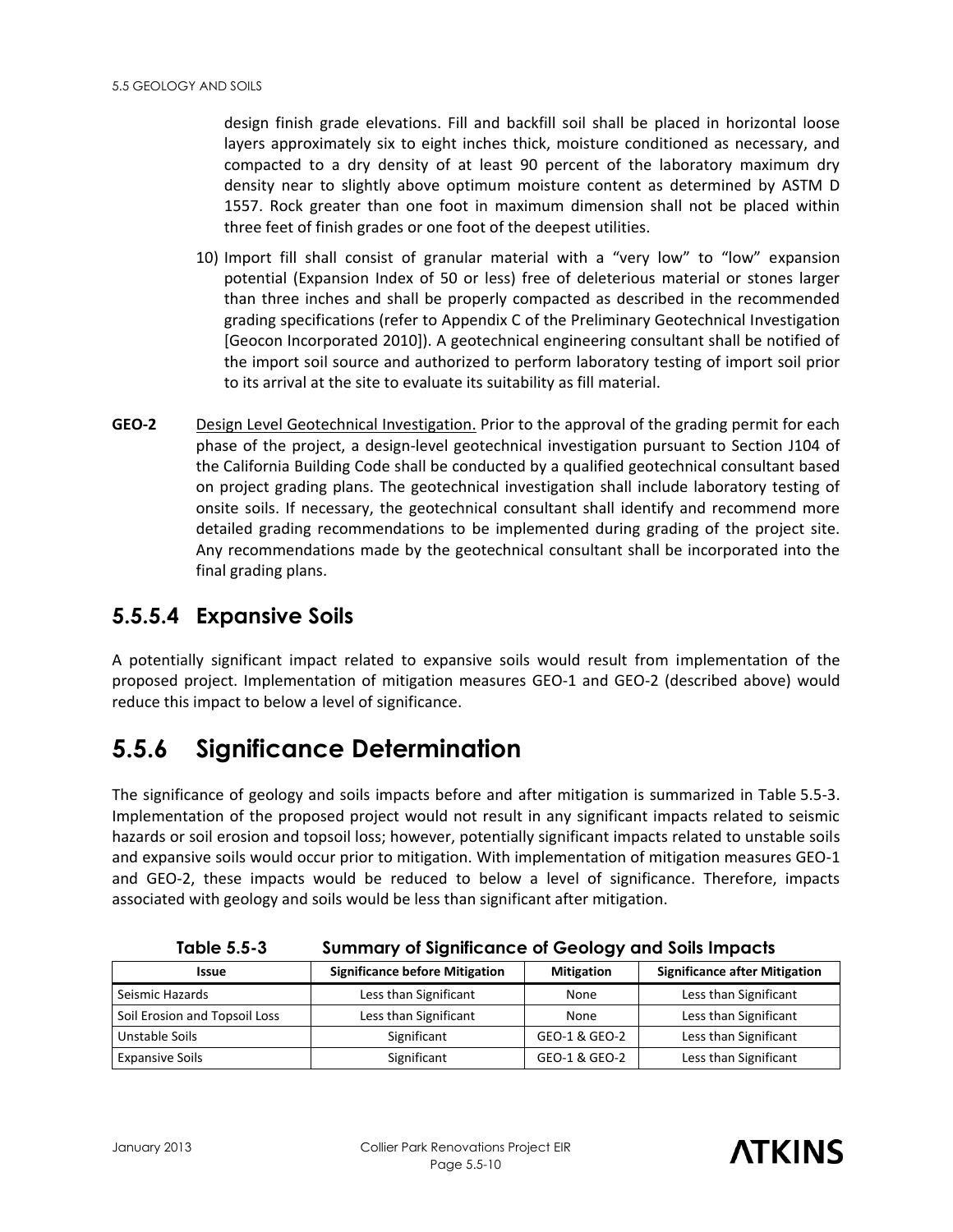design finish grade elevations. Fill and backfill soil shall be placed in horizontal loose layers approximately six to eight inches thick, moisture conditioned as necessary, and compacted to a dry density of at least 90 percent of the laboratory maximum dry density near to slightly above optimum moisture content as determined by ASTM D 1557. Rock greater than one foot in maximum dimension shall not be placed within three feet of finish grades or one foot of the deepest utilities.

10) Import fill shall consist of granular material with a "very low" to "low" expansion potential (Expansion Index of 50 or less) free of deleterious material or stones larger than three inches and shall be properly compacted as described in the recommended grading specifications (refer to Appendix C of the Preliminary Geotechnical Investigation [Geocon Incorporated 2010]). A geotechnical engineering consultant shall be notified of the import soil source and authorized to perform laboratory testing of import soil prior to its arrival at the site to evaluate its suitability as fill material.

**GEO-2** Design Level Geotechnical Investigation. Prior to the approval of the grading permit for each phase of the project, a design-level geotechnical investigation pursuant to Section J104 of the California Building Code shall be conducted by a qualified geotechnical consultant based on project grading plans. The geotechnical investigation shall include laboratory testing of onsite soils. If necessary, the geotechnical consultant shall identify and recommend more detailed grading recommendations to be implemented during grading of the project site. Any recommendations made by the geotechnical consultant shall be incorporated into the final grading plans.

### 5.5.5.4 Expansive Soils

A potentially significant impact related to expansive soils would result from implementation of the proposed project. Implementation of mitigation measures GEO-1 and GEO-2 (described above) would reduce this impact to below a level of significance.

## 5.5.6 Significance Determination

The significance of geology and soils impacts before and after mitigation is summarized in Table 5.5-3. Implementation of the proposed project would not result in any significant impacts related to seismic hazards or soil erosion and topsoil loss; however, potentially significant impacts related to unstable soils and expansive soils would occur prior to mitigation. With implementation of mitigation measures GEO-1 and GEO-2, these impacts would be reduced to below a level of significance. Therefore, impacts associated with geology and soils would be less than significant after mitigation.

**Table 5.5-3 Summary of Significance of Geology and Soils Impacts**

| Issue | Significance before Mitigation | Mitigation | Significance after Mitigation |
|---|---|---|---|
| Seismic Hazards | Less than Significant | None | Less than Significant |
| Soil Erosion and Topsoil Loss | Less than Significant | None | Less than Significant |
| Unstable Soils | Significant | GEO-1 & GEO-2 | Less than Significant |
| Expansive Soils | Significant | GEO-1 & GEO-2 | Less than Significant |